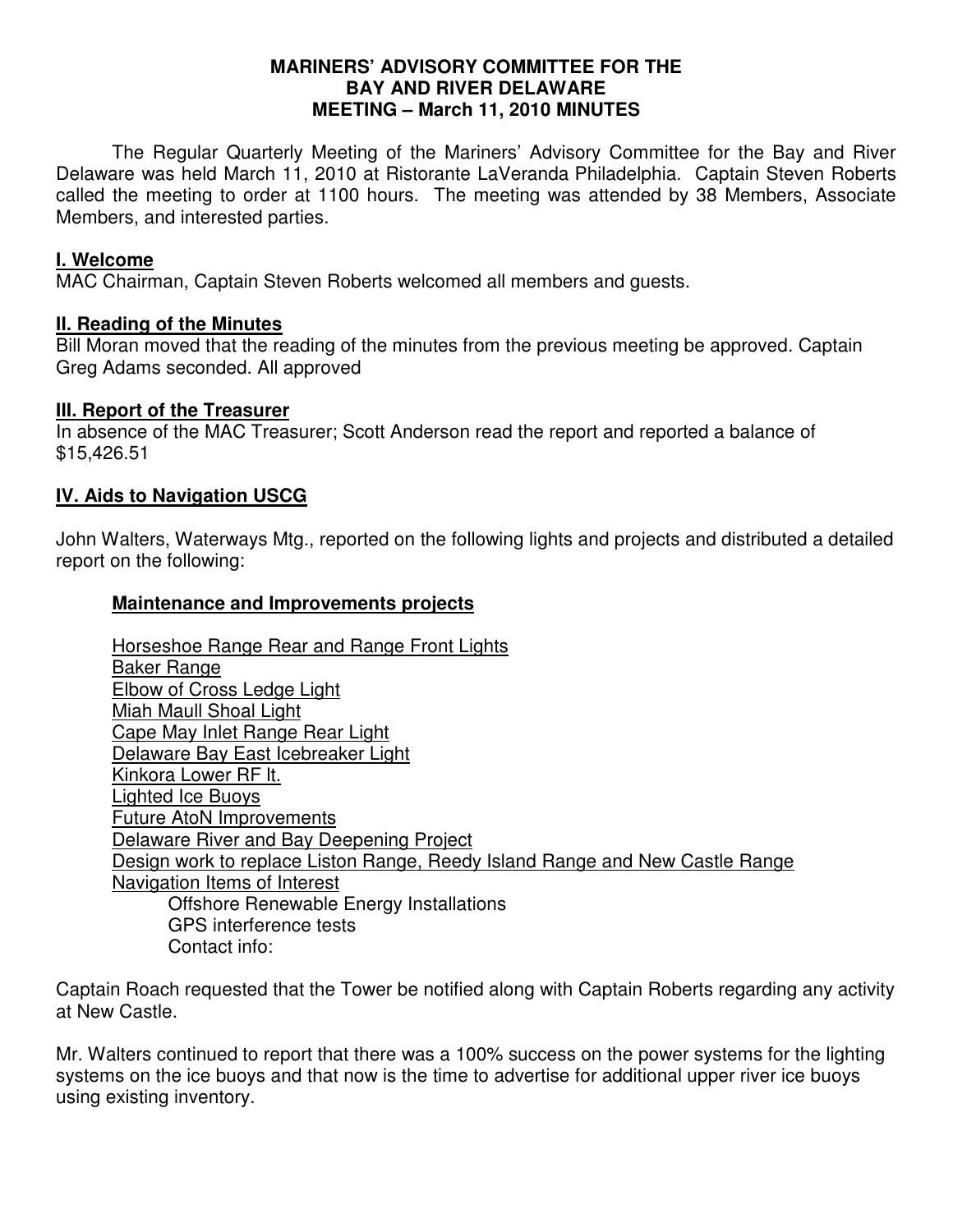# MARINERS' ADVISORY COMMITTEE FOR THE BAY AND RIVER DELAWARE MEETING – March 11, 2010 MINUTES

The Regular Quarterly Meeting of the Mariners' Advisory Committee for the Bay and River Delaware was held March 11, 2010 at Ristorante LaVeranda Philadelphia. Captain Steven Roberts called the meeting to order at 1100 hours. The meeting was attended by 38 Members, Associate Members, and interested parties.

## I. Welcome

MAC Chairman, Captain Steven Roberts welcomed all members and guests.

## II. Reading of the Minutes

Bill Moran moved that the reading of the minutes from the previous meeting be approved. Captain Greg Adams seconded. All approved

## III. Report of the Treasurer

In absence of the MAC Treasurer; Scott Anderson read the report and reported a balance of $15,426.51

## IV. Aids to Navigation USCG

John Walters, Waterways Mtg., reported on the following lights and projects and distributed a detailed report on the following:

### Maintenance and Improvements projects

- Horseshoe Range Rear and Range Front Lights
- Baker Range
- Elbow of Cross Ledge Light
- Miah Maull Shoal Light
- Cape May Inlet Range Rear Light
- Delaware Bay East Icebreaker Light
- Kinkora Lower RF lt.
- Lighted Ice Buoys
- Future AtoN Improvements
- Delaware River and Bay Deepening Project
- Design work to replace Liston Range, Reedy Island Range and New Castle Range
- Navigation Items of Interest
  - Offshore Renewable Energy Installations
  - GPS interference tests
  - Contact info:

Captain Roach requested that the Tower be notified along with Captain Roberts regarding any activity at New Castle.

Mr. Walters continued to report that there was a 100% success on the power systems for the lighting systems on the ice buoys and that now is the time to advertise for additional upper river ice buoys using existing inventory.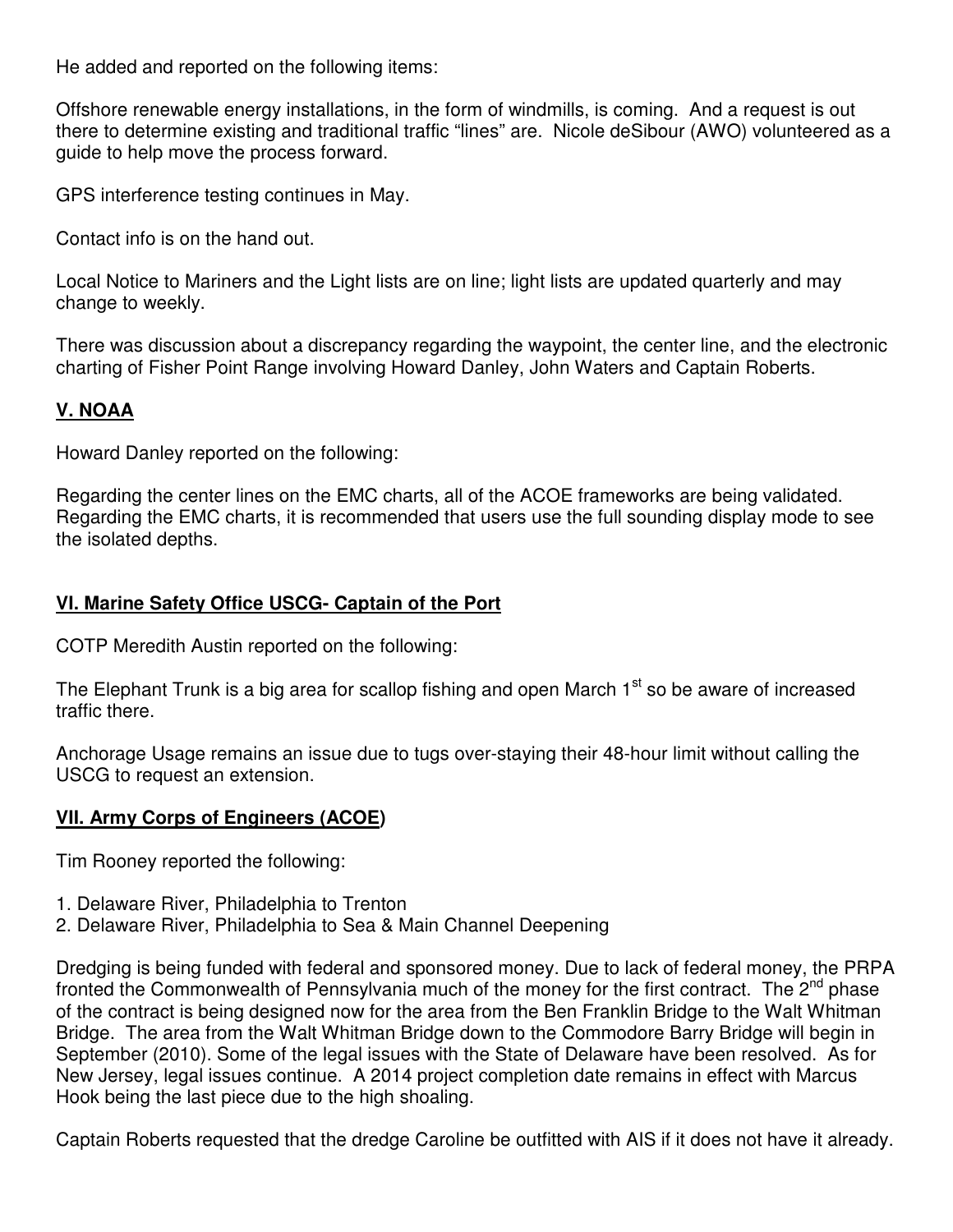He added and reported on the following items:

Offshore renewable energy installations, in the form of windmills, is coming. And a request is out there to determine existing and traditional traffic "lines" are. Nicole deSibour (AWO) volunteered as a guide to help move the process forward.

GPS interference testing continues in May.

Contact info is on the hand out.

Local Notice to Mariners and the Light lists are on line; light lists are updated quarterly and may change to weekly.

There was discussion about a discrepancy regarding the waypoint, the center line, and the electronic charting of Fisher Point Range involving Howard Danley, John Waters and Captain Roberts.

## V. NOAA

Howard Danley reported on the following:

Regarding the center lines on the EMC charts, all of the ACOE frameworks are being validated. Regarding the EMC charts, it is recommended that users use the full sounding display mode to see the isolated depths.

## VI. Marine Safety Office USCG- Captain of the Port

COTP Meredith Austin reported on the following:

The Elephant Trunk is a big area for scallop fishing and open March 1st so be aware of increased traffic there.

Anchorage Usage remains an issue due to tugs over-staying their 48-hour limit without calling the USCG to request an extension.

## VII. Army Corps of Engineers (ACOE)

Tim Rooney reported the following:

1. Delaware River, Philadelphia to Trenton
2. Delaware River, Philadelphia to Sea & Main Channel Deepening

Dredging is being funded with federal and sponsored money. Due to lack of federal money, the PRPA fronted the Commonwealth of Pennsylvania much of the money for the first contract. The 2nd phase of the contract is being designed now for the area from the Ben Franklin Bridge to the Walt Whitman Bridge. The area from the Walt Whitman Bridge down to the Commodore Barry Bridge will begin in September (2010). Some of the legal issues with the State of Delaware have been resolved. As for New Jersey, legal issues continue. A 2014 project completion date remains in effect with Marcus Hook being the last piece due to the high shoaling.

Captain Roberts requested that the dredge Caroline be outfitted with AIS if it does not have it already.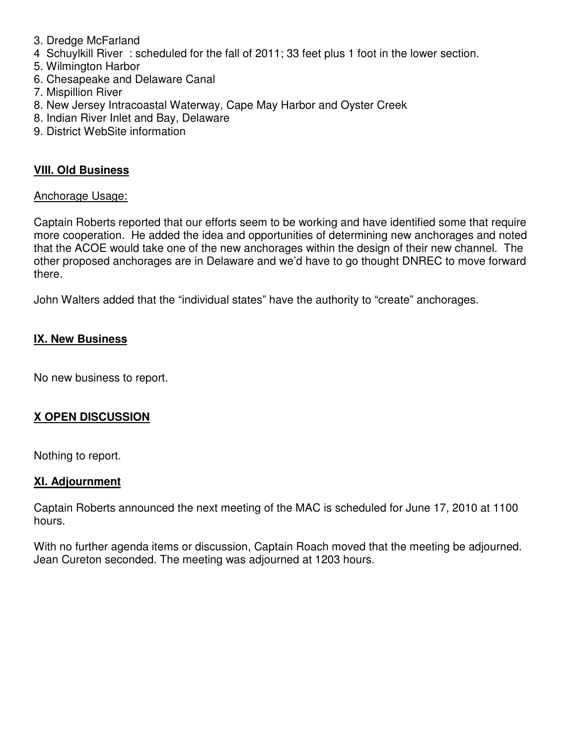3. Dredge McFarland
4  Schuylkill River  : scheduled for the fall of 2011; 33 feet plus 1 foot in the lower section.
5. Wilmington Harbor
6. Chesapeake and Delaware Canal
7. Mispillion River
8. New Jersey Intracoastal Waterway, Cape May Harbor and Oyster Creek
8. Indian River Inlet and Bay, Delaware
9. District WebSite information

## **VIII. Old Business**

Anchorage Usage:

Captain Roberts reported that our efforts seem to be working and have identified some that require more cooperation.  He added the idea and opportunities of determining new anchorages and noted that the ACOE would take one of the new anchorages within the design of their new channel.  The other proposed anchorages are in Delaware and we'd have to go thought DNREC to move forward there.

John Walters added that the "individual states" have the authority to "create" anchorages.

## **IX. New Business**

No new business to report.

## **X OPEN DISCUSSION**

Nothing to report.

## **XI. Adjournment**

Captain Roberts announced the next meeting of the MAC is scheduled for June 17, 2010 at 1100 hours.

With no further agenda items or discussion, Captain Roach moved that the meeting be adjourned. Jean Cureton seconded. The meeting was adjourned at 1203 hours.